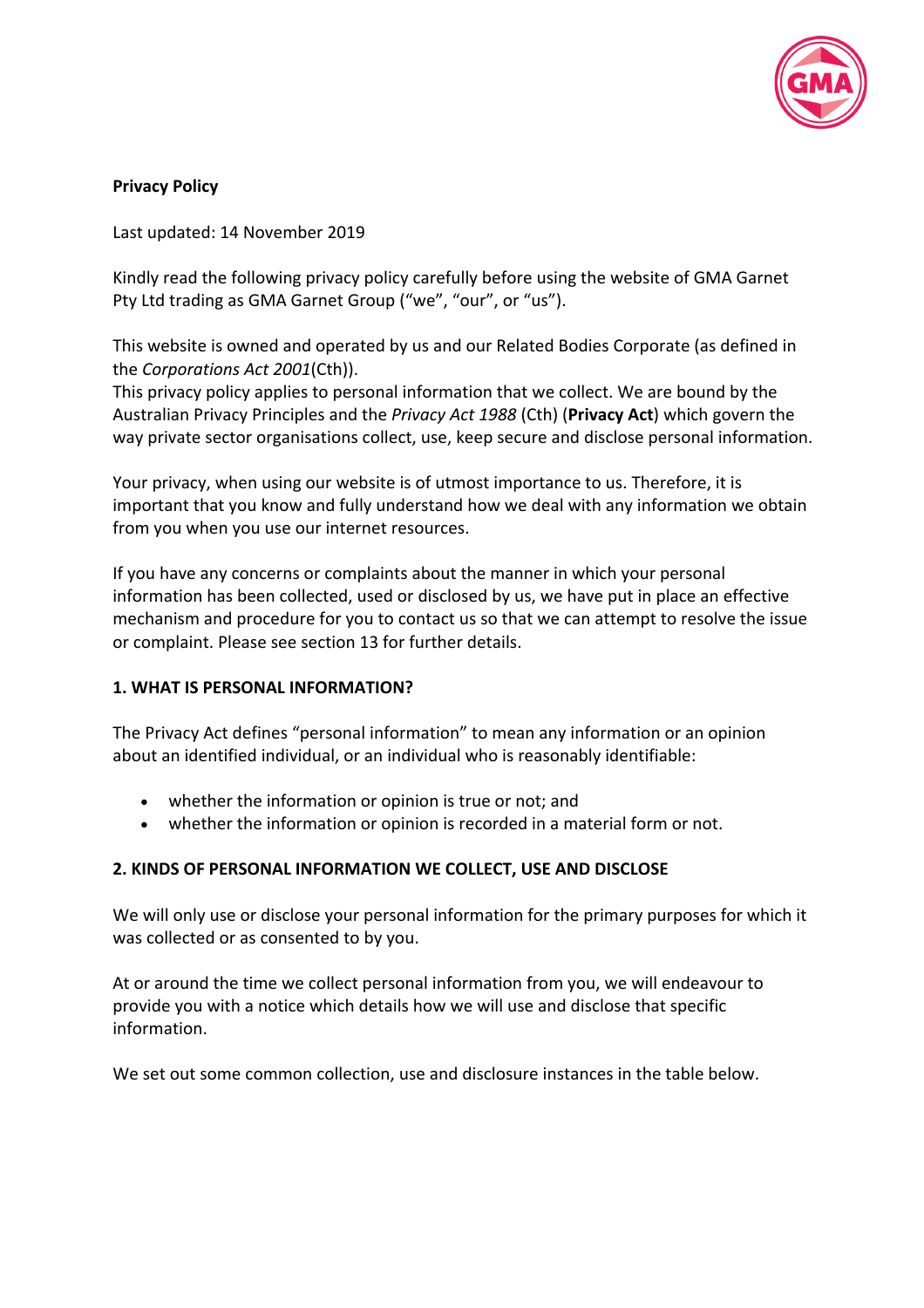**Privacy Policy**

Last updated: 14 November 2019

Kindly read the following privacy policy carefully before using the website of GMA Garnet Pty Ltd trading as GMA Garnet Group ("we", "our", or "us").

This website is owned and operated by us and our Related Bodies Corporate (as defined in the *Corporations Act 2001*(Cth)).

This privacy policy applies to personal information that we collect. We are bound by the Australian Privacy Principles and the *Privacy Act 1988* (Cth) (**Privacy Act**) which govern the way private sector organisations collect, use, keep secure and disclose personal information.

Your privacy, when using our website is of utmost importance to us. Therefore, it is important that you know and fully understand how we deal with any information we obtain from you when you use our internet resources.

If you have any concerns or complaints about the manner in which your personal information has been collected, used or disclosed by us, we have put in place an effective mechanism and procedure for you to contact us so that we can attempt to resolve the issue or complaint. Please see section 13 for further details.

## 1. WHAT IS PERSONAL INFORMATION?

The Privacy Act defines "personal information" to mean any information or an opinion about an identified individual, or an individual who is reasonably identifiable:

- whether the information or opinion is true or not; and
- whether the information or opinion is recorded in a material form or not.

## 2. KINDS OF PERSONAL INFORMATION WE COLLECT, USE AND DISCLOSE

We will only use or disclose your personal information for the primary purposes for which it was collected or as consented to by you.

At or around the time we collect personal information from you, we will endeavour to provide you with a notice which details how we will use and disclose that specific information.

We set out some common collection, use and disclosure instances in the table below.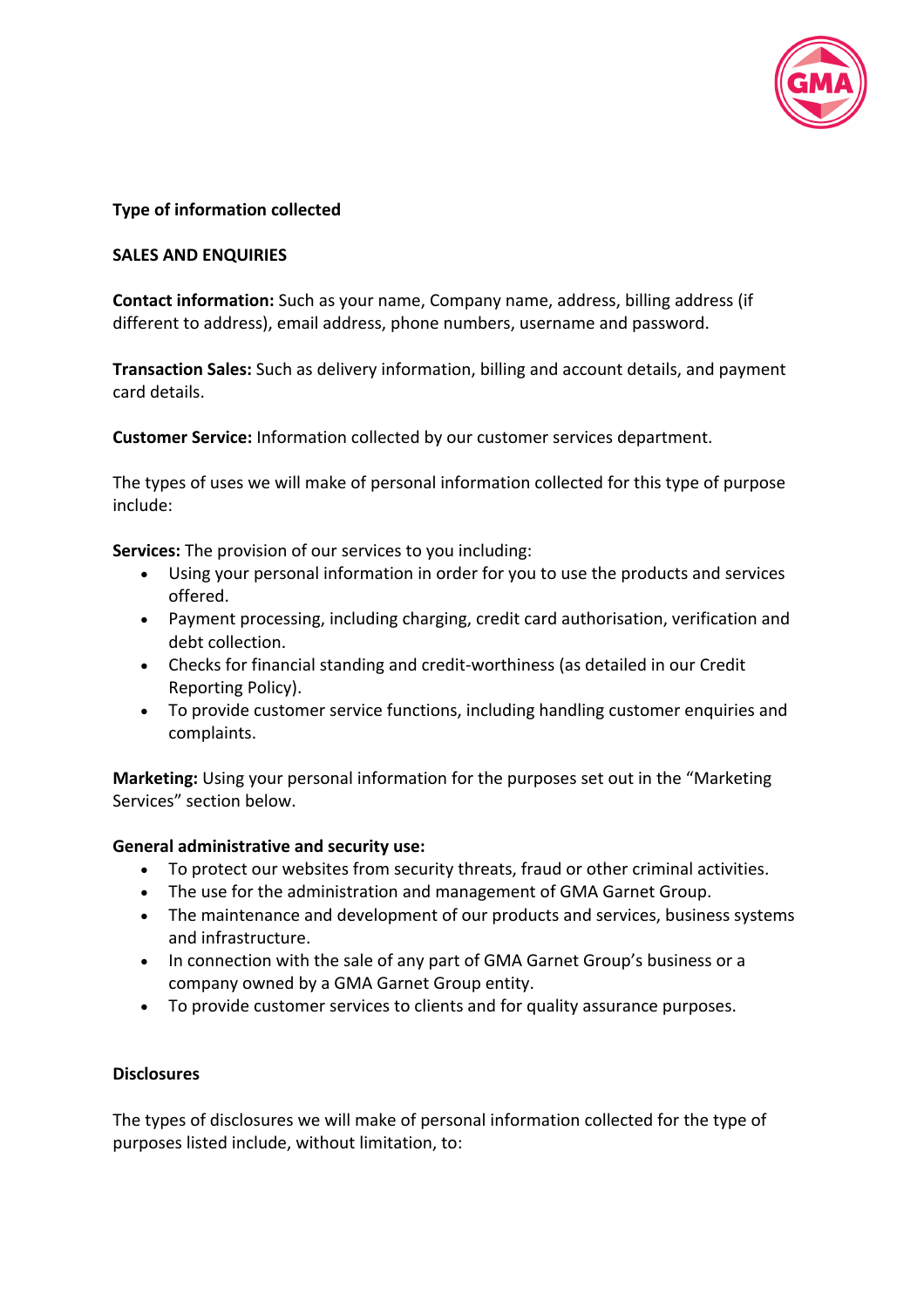**Type of information collected**

**SALES AND ENQUIRIES**

**Contact information:** Such as your name, Company name, address, billing address (if different to address), email address, phone numbers, username and password.

**Transaction Sales:** Such as delivery information, billing and account details, and payment card details.

**Customer Service:** Information collected by our customer services department.

The types of uses we will make of personal information collected for this type of purpose include:

**Services:** The provision of our services to you including:

- Using your personal information in order for you to use the products and services offered.
- Payment processing, including charging, credit card authorisation, verification and debt collection.
- Checks for financial standing and credit-worthiness (as detailed in our Credit Reporting Policy).
- To provide customer service functions, including handling customer enquiries and complaints.

**Marketing:** Using your personal information for the purposes set out in the "Marketing Services" section below.

**General administrative and security use:**

- To protect our websites from security threats, fraud or other criminal activities.
- The use for the administration and management of GMA Garnet Group.
- The maintenance and development of our products and services, business systems and infrastructure.
- In connection with the sale of any part of GMA Garnet Group's business or a company owned by a GMA Garnet Group entity.
- To provide customer services to clients and for quality assurance purposes.

**Disclosures**

The types of disclosures we will make of personal information collected for the type of purposes listed include, without limitation, to: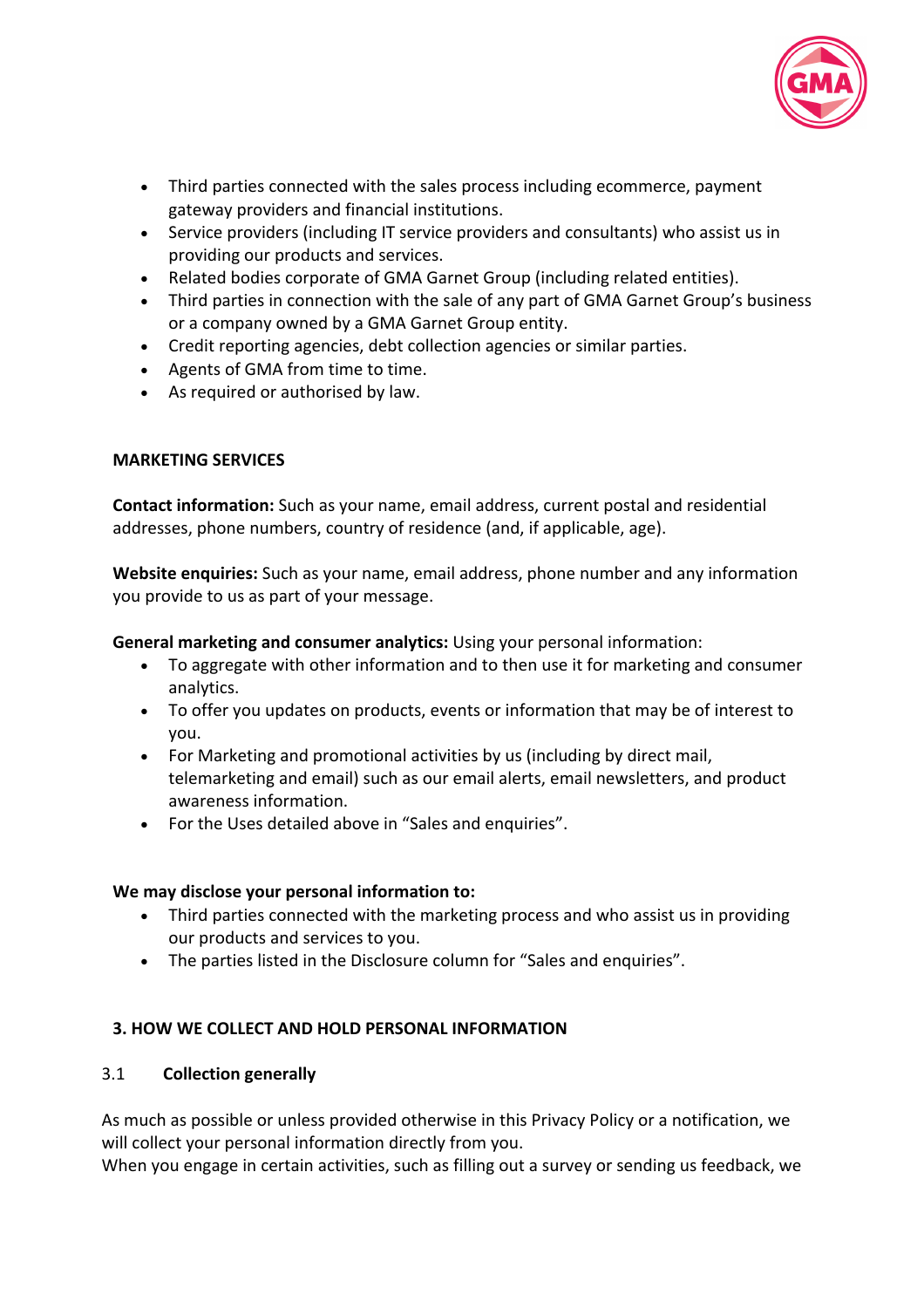- Third parties connected with the sales process including ecommerce, payment gateway providers and financial institutions.
- Service providers (including IT service providers and consultants) who assist us in providing our products and services.
- Related bodies corporate of GMA Garnet Group (including related entities).
- Third parties in connection with the sale of any part of GMA Garnet Group's business or a company owned by a GMA Garnet Group entity.
- Credit reporting agencies, debt collection agencies or similar parties.
- Agents of GMA from time to time.
- As required or authorised by law.

**MARKETING SERVICES**

**Contact information:** Such as your name, email address, current postal and residential addresses, phone numbers, country of residence (and, if applicable, age).

**Website enquiries:** Such as your name, email address, phone number and any information you provide to us as part of your message.

**General marketing and consumer analytics:** Using your personal information:

- To aggregate with other information and to then use it for marketing and consumer analytics.
- To offer you updates on products, events or information that may be of interest to you.
- For Marketing and promotional activities by us (including by direct mail, telemarketing and email) such as our email alerts, email newsletters, and product awareness information.
- For the Uses detailed above in "Sales and enquiries".

**We may disclose your personal information to:**

- Third parties connected with the marketing process and who assist us in providing our products and services to you.
- The parties listed in the Disclosure column for "Sales and enquiries".

## 3. HOW WE COLLECT AND HOLD PERSONAL INFORMATION

### 3.1 Collection generally

As much as possible or unless provided otherwise in this Privacy Policy or a notification, we will collect your personal information directly from you.

When you engage in certain activities, such as filling out a survey or sending us feedback, we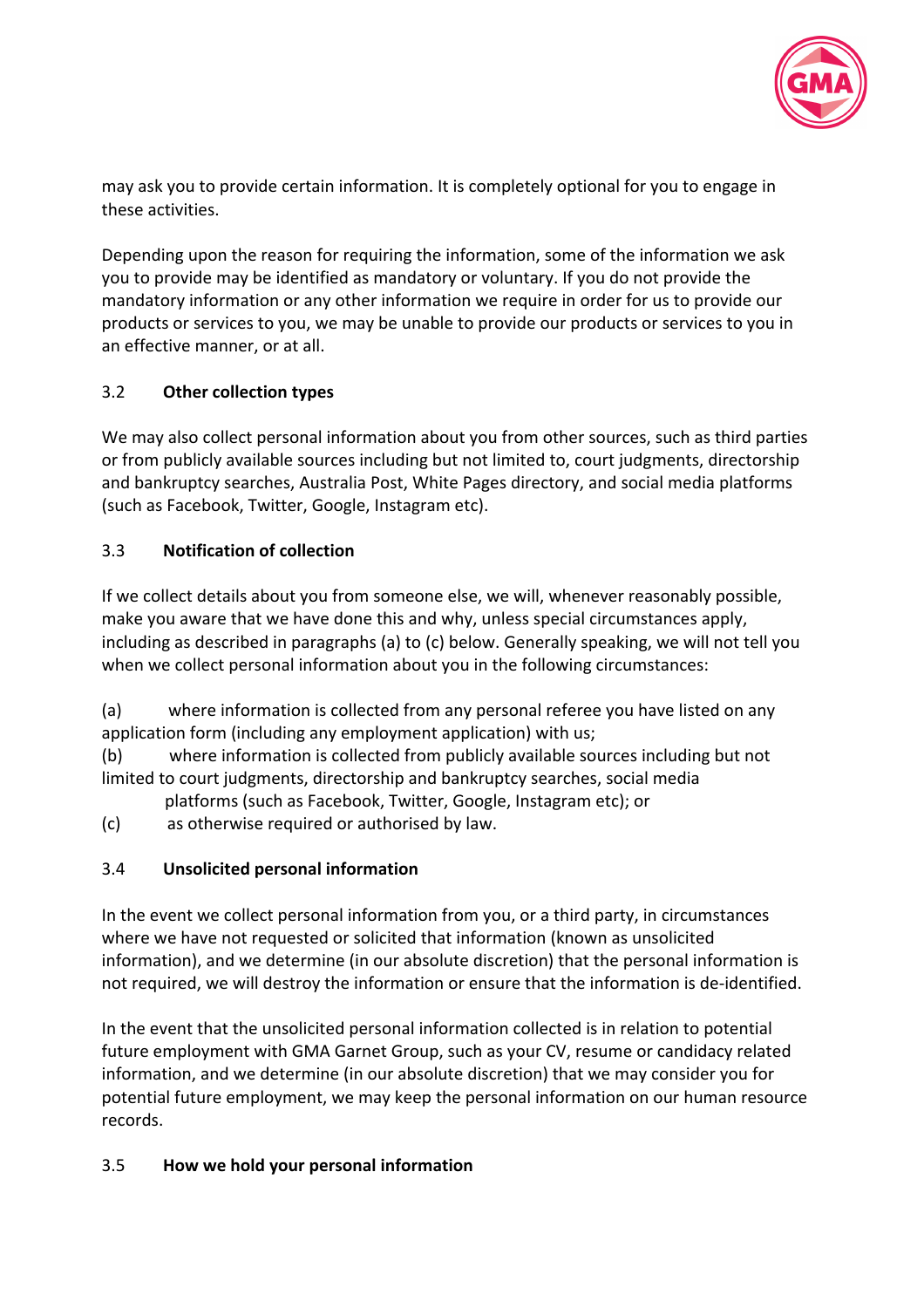may ask you to provide certain information. It is completely optional for you to engage in these activities.

Depending upon the reason for requiring the information, some of the information we ask you to provide may be identified as mandatory or voluntary. If you do not provide the mandatory information or any other information we require in order for us to provide our products or services to you, we may be unable to provide our products or services to you in an effective manner, or at all.

### 3.2 Other collection types

We may also collect personal information about you from other sources, such as third parties or from publicly available sources including but not limited to, court judgments, directorship and bankruptcy searches, Australia Post, White Pages directory, and social media platforms (such as Facebook, Twitter, Google, Instagram etc).

### 3.3 Notification of collection

If we collect details about you from someone else, we will, whenever reasonably possible, make you aware that we have done this and why, unless special circumstances apply, including as described in paragraphs (a) to (c) below. Generally speaking, we will not tell you when we collect personal information about you in the following circumstances:

(a) where information is collected from any personal referee you have listed on any application form (including any employment application) with us;

(b) where information is collected from publicly available sources including but not limited to court judgments, directorship and bankruptcy searches, social media platforms (such as Facebook, Twitter, Google, Instagram etc); or

(c) as otherwise required or authorised by law.

### 3.4 Unsolicited personal information

In the event we collect personal information from you, or a third party, in circumstances where we have not requested or solicited that information (known as unsolicited information), and we determine (in our absolute discretion) that the personal information is not required, we will destroy the information or ensure that the information is de-identified.

In the event that the unsolicited personal information collected is in relation to potential future employment with GMA Garnet Group, such as your CV, resume or candidacy related information, and we determine (in our absolute discretion) that we may consider you for potential future employment, we may keep the personal information on our human resource records.

### 3.5 How we hold your personal information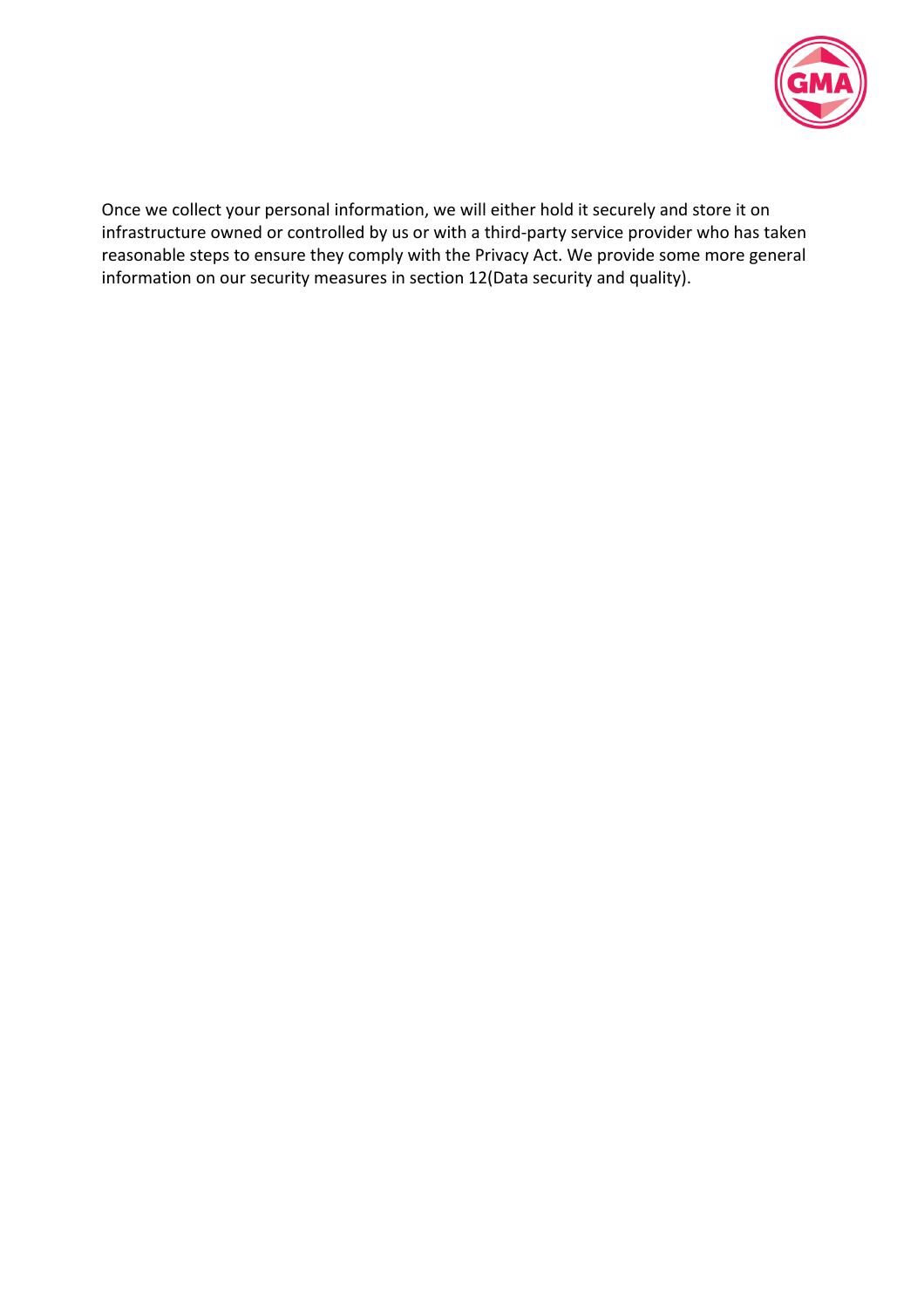Once we collect your personal information, we will either hold it securely and store it on infrastructure owned or controlled by us or with a third-party service provider who has taken reasonable steps to ensure they comply with the Privacy Act. We provide some more general information on our security measures in section 12(Data security and quality).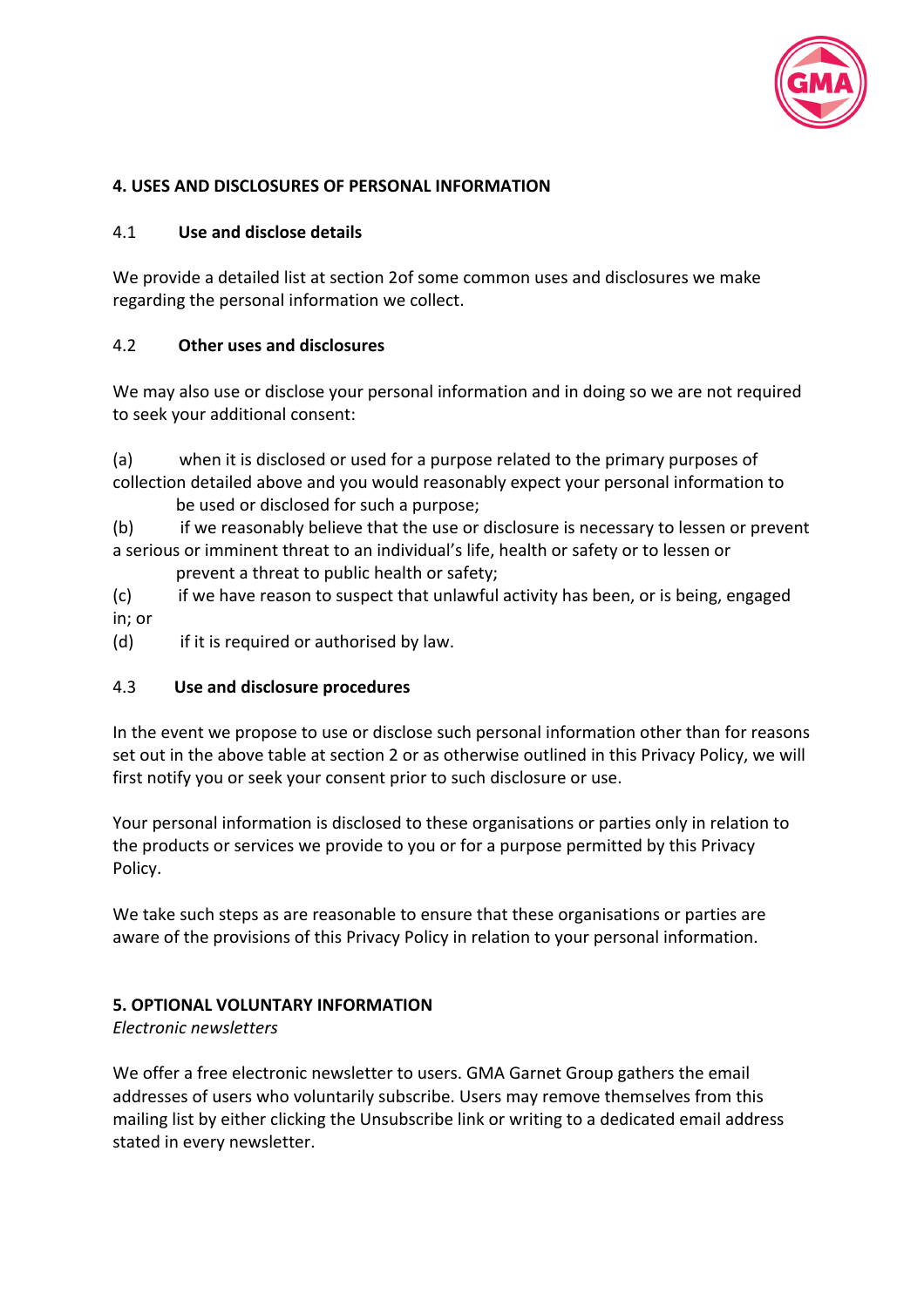## 4. USES AND DISCLOSURES OF PERSONAL INFORMATION

### 4.1 Use and disclose details

We provide a detailed list at section 2of some common uses and disclosures we make regarding the personal information we collect.

### 4.2 Other uses and disclosures

We may also use or disclose your personal information and in doing so we are not required to seek your additional consent:

(a) when it is disclosed or used for a purpose related to the primary purposes of collection detailed above and you would reasonably expect your personal information to be used or disclosed for such a purpose;

(b) if we reasonably believe that the use or disclosure is necessary to lessen or prevent a serious or imminent threat to an individual's life, health or safety or to lessen or prevent a threat to public health or safety;

(c) if we have reason to suspect that unlawful activity has been, or is being, engaged in; or

(d) if it is required or authorised by law.

### 4.3 Use and disclosure procedures

In the event we propose to use or disclose such personal information other than for reasons set out in the above table at section 2 or as otherwise outlined in this Privacy Policy, we will first notify you or seek your consent prior to such disclosure or use.

Your personal information is disclosed to these organisations or parties only in relation to the products or services we provide to you or for a purpose permitted by this Privacy Policy.

We take such steps as are reasonable to ensure that these organisations or parties are aware of the provisions of this Privacy Policy in relation to your personal information.

## 5. OPTIONAL VOLUNTARY INFORMATION

*Electronic newsletters*

We offer a free electronic newsletter to users. GMA Garnet Group gathers the email addresses of users who voluntarily subscribe. Users may remove themselves from this mailing list by either clicking the Unsubscribe link or writing to a dedicated email address stated in every newsletter.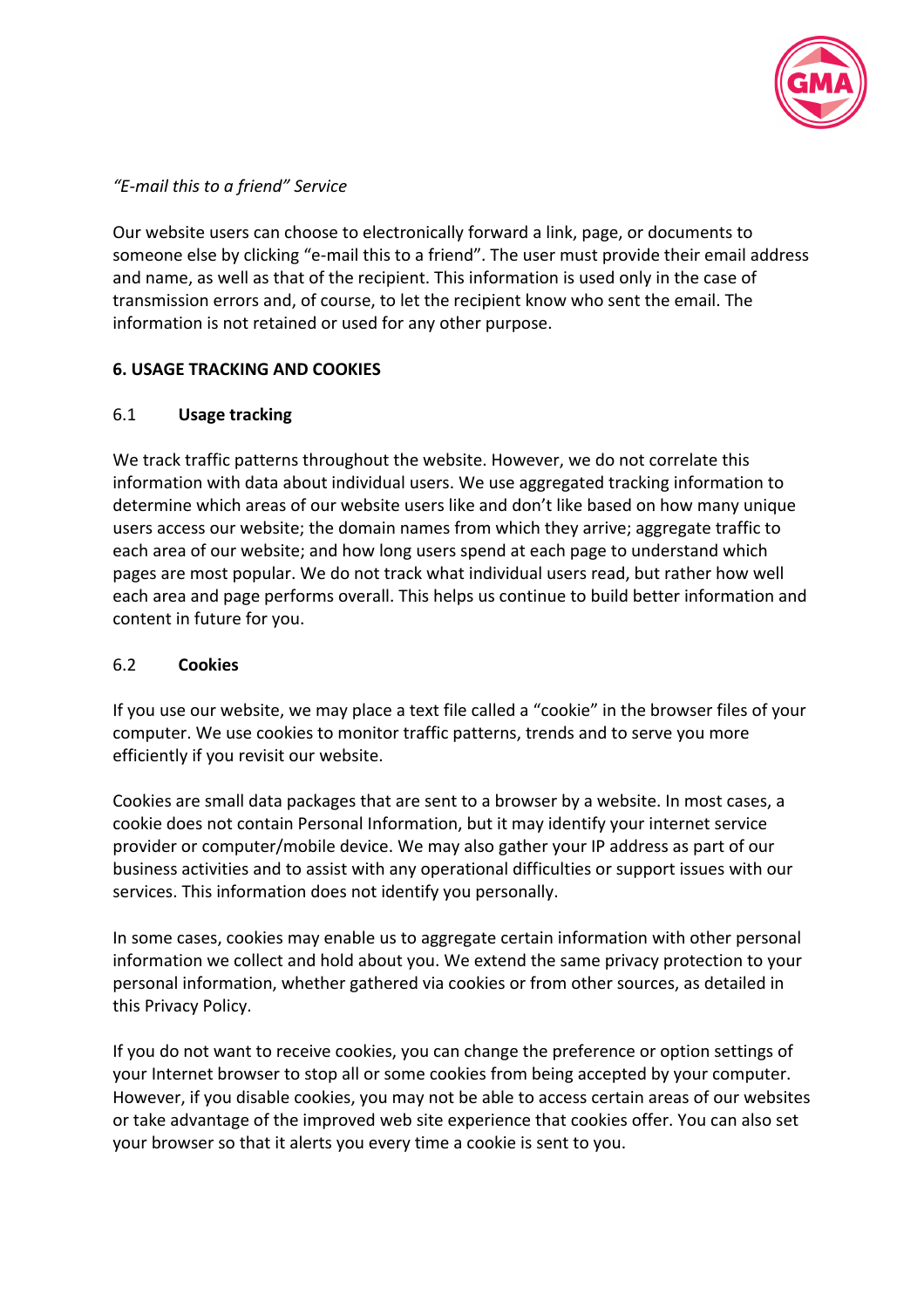*"E-mail this to a friend" Service*

Our website users can choose to electronically forward a link, page, or documents to someone else by clicking "e-mail this to a friend". The user must provide their email address and name, as well as that of the recipient. This information is used only in the case of transmission errors and, of course, to let the recipient know who sent the email. The information is not retained or used for any other purpose.

## 6. USAGE TRACKING AND COOKIES

### 6.1 **Usage tracking**

We track traffic patterns throughout the website. However, we do not correlate this information with data about individual users. We use aggregated tracking information to determine which areas of our website users like and don't like based on how many unique users access our website; the domain names from which they arrive; aggregate traffic to each area of our website; and how long users spend at each page to understand which pages are most popular. We do not track what individual users read, but rather how well each area and page performs overall. This helps us continue to build better information and content in future for you.

### 6.2 **Cookies**

If you use our website, we may place a text file called a "cookie" in the browser files of your computer. We use cookies to monitor traffic patterns, trends and to serve you more efficiently if you revisit our website.

Cookies are small data packages that are sent to a browser by a website. In most cases, a cookie does not contain Personal Information, but it may identify your internet service provider or computer/mobile device. We may also gather your IP address as part of our business activities and to assist with any operational difficulties or support issues with our services. This information does not identify you personally.

In some cases, cookies may enable us to aggregate certain information with other personal information we collect and hold about you. We extend the same privacy protection to your personal information, whether gathered via cookies or from other sources, as detailed in this Privacy Policy.

If you do not want to receive cookies, you can change the preference or option settings of your Internet browser to stop all or some cookies from being accepted by your computer. However, if you disable cookies, you may not be able to access certain areas of our websites or take advantage of the improved web site experience that cookies offer. You can also set your browser so that it alerts you every time a cookie is sent to you.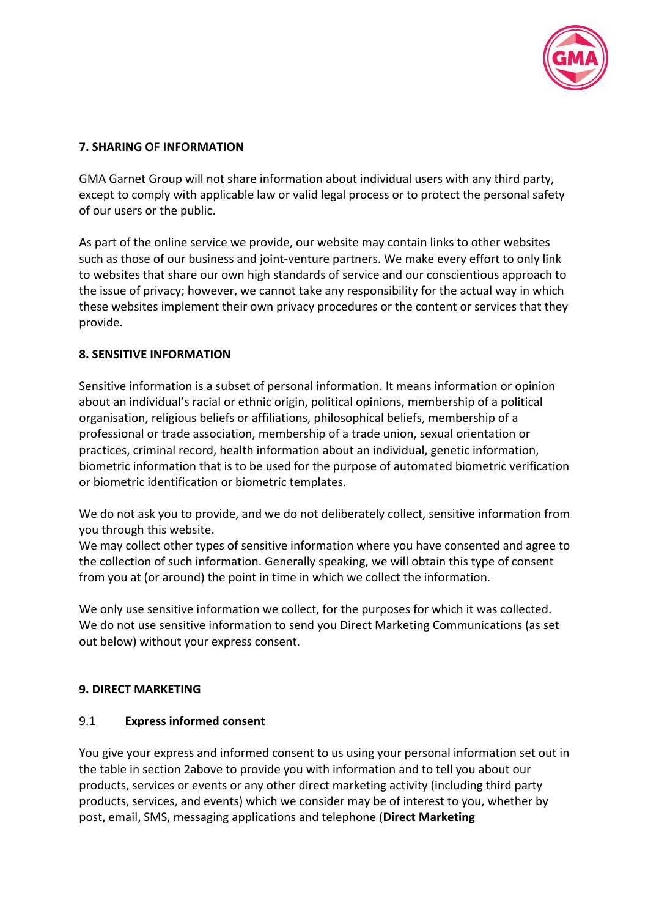**7. SHARING OF INFORMATION**

GMA Garnet Group will not share information about individual users with any third party, except to comply with applicable law or valid legal process or to protect the personal safety of our users or the public.

As part of the online service we provide, our website may contain links to other websites such as those of our business and joint-venture partners. We make every effort to only link to websites that share our own high standards of service and our conscientious approach to the issue of privacy; however, we cannot take any responsibility for the actual way in which these websites implement their own privacy procedures or the content or services that they provide.

**8. SENSITIVE INFORMATION**

Sensitive information is a subset of personal information. It means information or opinion about an individual's racial or ethnic origin, political opinions, membership of a political organisation, religious beliefs or affiliations, philosophical beliefs, membership of a professional or trade association, membership of a trade union, sexual orientation or practices, criminal record, health information about an individual, genetic information, biometric information that is to be used for the purpose of automated biometric verification or biometric identification or biometric templates.

We do not ask you to provide, and we do not deliberately collect, sensitive information from you through this website.
We may collect other types of sensitive information where you have consented and agree to the collection of such information. Generally speaking, we will obtain this type of consent from you at (or around) the point in time in which we collect the information.

We only use sensitive information we collect, for the purposes for which it was collected. We do not use sensitive information to send you Direct Marketing Communications (as set out below) without your express consent.

**9. DIRECT MARKETING**

9.1 **Express informed consent**

You give your express and informed consent to us using your personal information set out in the table in section 2above to provide you with information and to tell you about our products, services or events or any other direct marketing activity (including third party products, services, and events) which we consider may be of interest to you, whether by post, email, SMS, messaging applications and telephone (**Direct Marketing**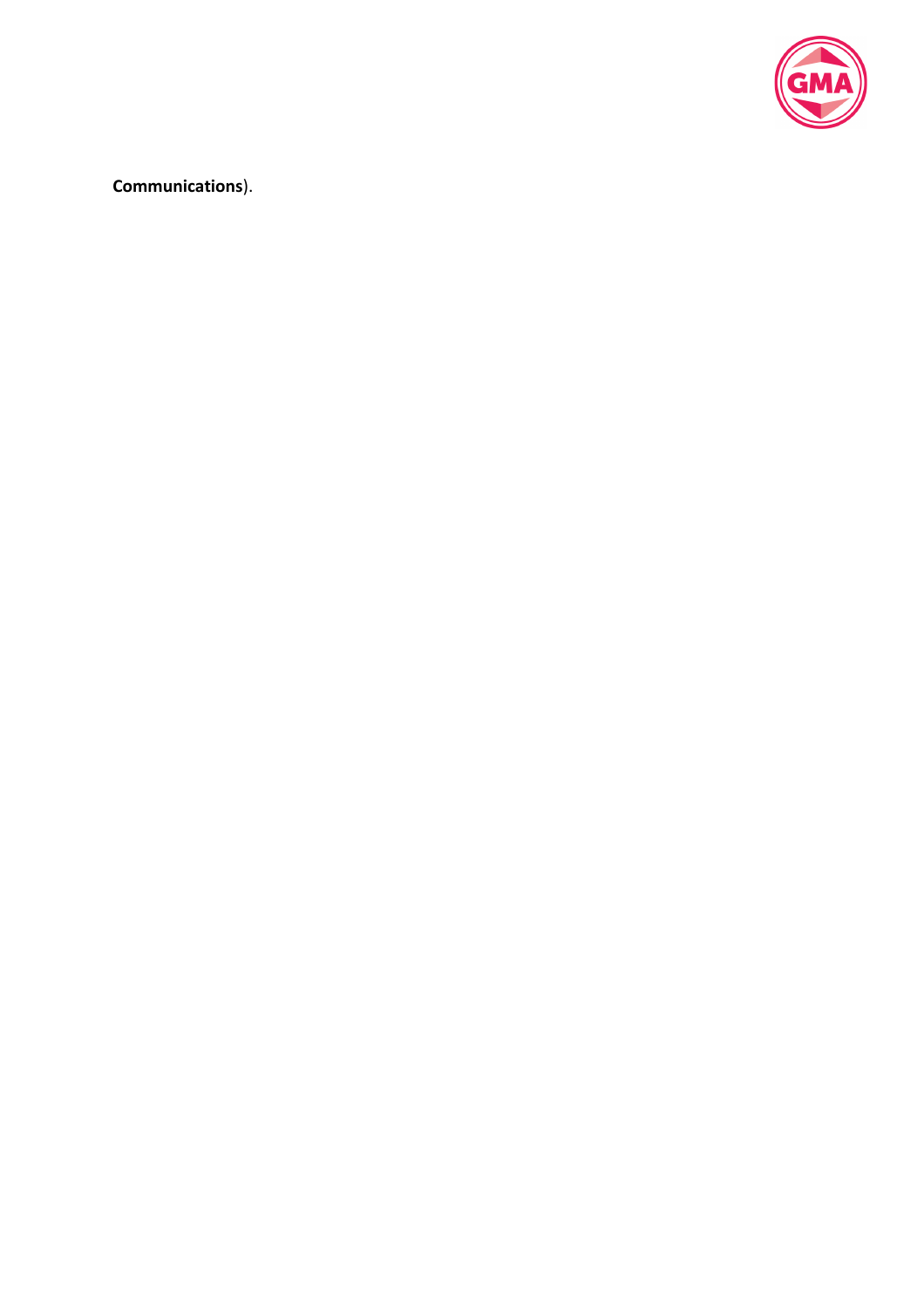**Communications**).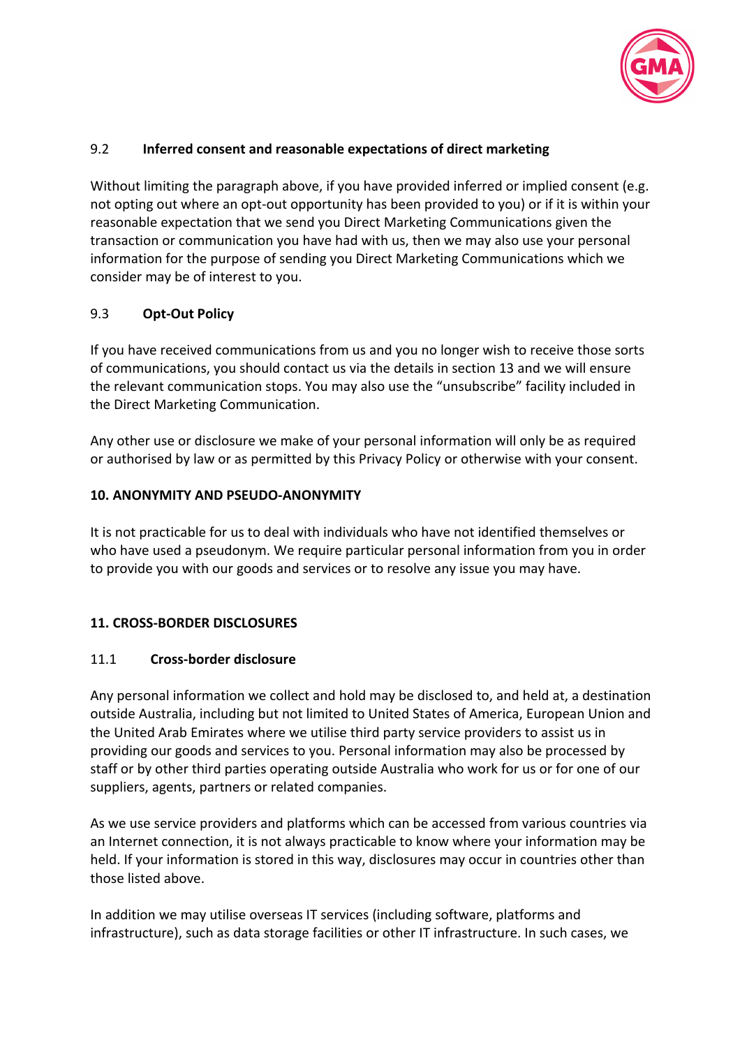### 9.2 Inferred consent and reasonable expectations of direct marketing

Without limiting the paragraph above, if you have provided inferred or implied consent (e.g. not opting out where an opt-out opportunity has been provided to you) or if it is within your reasonable expectation that we send you Direct Marketing Communications given the transaction or communication you have had with us, then we may also use your personal information for the purpose of sending you Direct Marketing Communications which we consider may be of interest to you.

### 9.3 Opt-Out Policy

If you have received communications from us and you no longer wish to receive those sorts of communications, you should contact us via the details in section 13 and we will ensure the relevant communication stops. You may also use the "unsubscribe" facility included in the Direct Marketing Communication.

Any other use or disclosure we make of your personal information will only be as required or authorised by law or as permitted by this Privacy Policy or otherwise with your consent.

## 10. ANONYMITY AND PSEUDO-ANONYMITY

It is not practicable for us to deal with individuals who have not identified themselves or who have used a pseudonym. We require particular personal information from you in order to provide you with our goods and services or to resolve any issue you may have.

## 11. CROSS-BORDER DISCLOSURES

### 11.1 Cross-border disclosure

Any personal information we collect and hold may be disclosed to, and held at, a destination outside Australia, including but not limited to United States of America, European Union and the United Arab Emirates where we utilise third party service providers to assist us in providing our goods and services to you. Personal information may also be processed by staff or by other third parties operating outside Australia who work for us or for one of our suppliers, agents, partners or related companies.

As we use service providers and platforms which can be accessed from various countries via an Internet connection, it is not always practicable to know where your information may be held. If your information is stored in this way, disclosures may occur in countries other than those listed above.

In addition we may utilise overseas IT services (including software, platforms and infrastructure), such as data storage facilities or other IT infrastructure. In such cases, we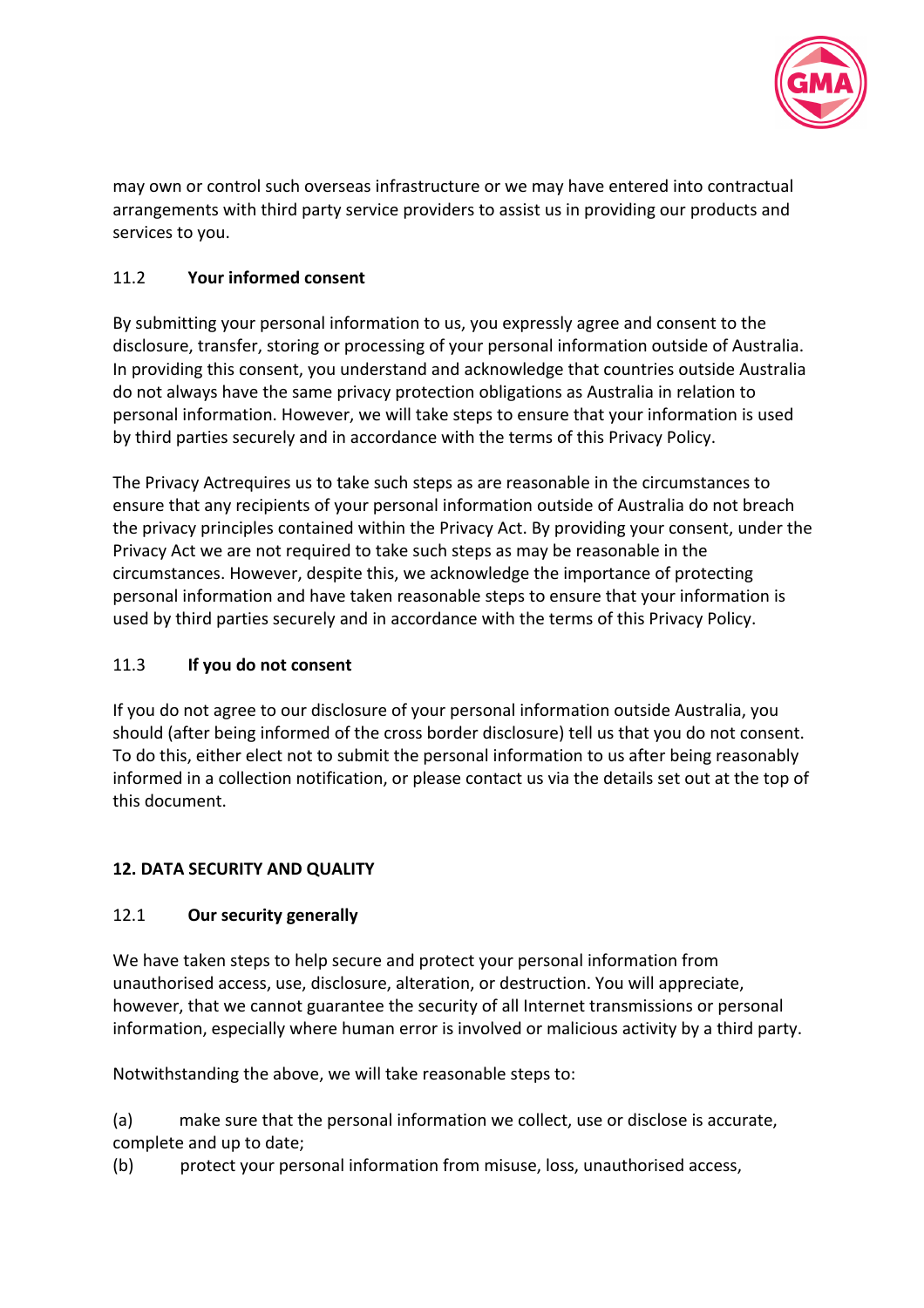may own or control such overseas infrastructure or we may have entered into contractual arrangements with third party service providers to assist us in providing our products and services to you.

11.2 **Your informed consent**

By submitting your personal information to us, you expressly agree and consent to the disclosure, transfer, storing or processing of your personal information outside of Australia. In providing this consent, you understand and acknowledge that countries outside Australia do not always have the same privacy protection obligations as Australia in relation to personal information. However, we will take steps to ensure that your information is used by third parties securely and in accordance with the terms of this Privacy Policy.

The Privacy Actrequires us to take such steps as are reasonable in the circumstances to ensure that any recipients of your personal information outside of Australia do not breach the privacy principles contained within the Privacy Act. By providing your consent, under the Privacy Act we are not required to take such steps as may be reasonable in the circumstances. However, despite this, we acknowledge the importance of protecting personal information and have taken reasonable steps to ensure that your information is used by third parties securely and in accordance with the terms of this Privacy Policy.

11.3 **If you do not consent**

If you do not agree to our disclosure of your personal information outside Australia, you should (after being informed of the cross border disclosure) tell us that you do not consent. To do this, either elect not to submit the personal information to us after being reasonably informed in a collection notification, or please contact us via the details set out at the top of this document.

**12. DATA SECURITY AND QUALITY**

12.1 **Our security generally**

We have taken steps to help secure and protect your personal information from unauthorised access, use, disclosure, alteration, or destruction. You will appreciate, however, that we cannot guarantee the security of all Internet transmissions or personal information, especially where human error is involved or malicious activity by a third party.

Notwithstanding the above, we will take reasonable steps to:

(a) make sure that the personal information we collect, use or disclose is accurate, complete and up to date;

(b) protect your personal information from misuse, loss, unauthorised access,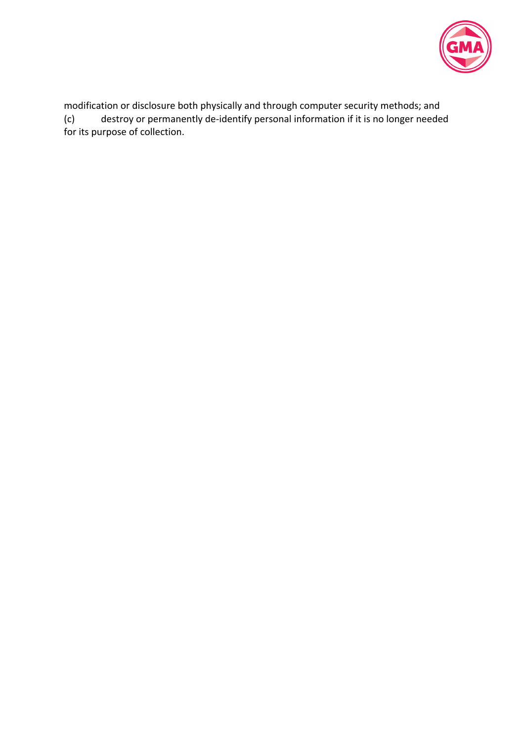modification or disclosure both physically and through computer security methods; and

(c) destroy or permanently de-identify personal information if it is no longer needed for its purpose of collection.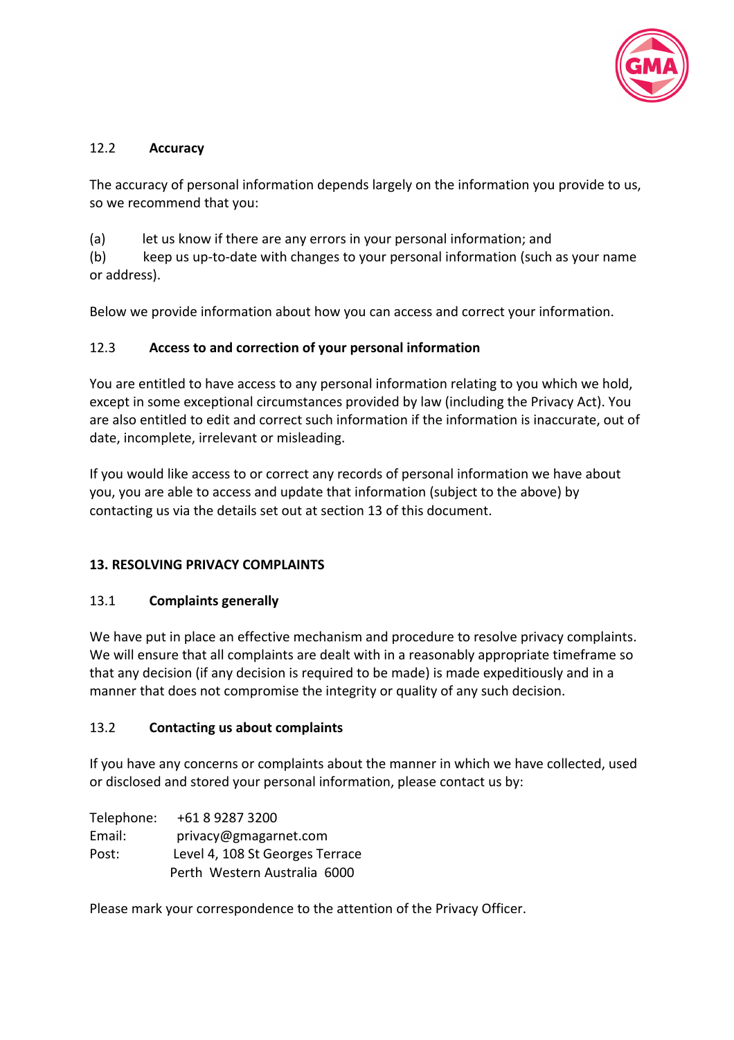### 12.2 Accuracy

The accuracy of personal information depends largely on the information you provide to us, so we recommend that you:

(a) let us know if there are any errors in your personal information; and
(b) keep us up-to-date with changes to your personal information (such as your name or address).

Below we provide information about how you can access and correct your information.

### 12.3 Access to and correction of your personal information

You are entitled to have access to any personal information relating to you which we hold, except in some exceptional circumstances provided by law (including the Privacy Act). You are also entitled to edit and correct such information if the information is inaccurate, out of date, incomplete, irrelevant or misleading.

If you would like access to or correct any records of personal information we have about you, you are able to access and update that information (subject to the above) by contacting us via the details set out at section 13 of this document.

## 13. RESOLVING PRIVACY COMPLAINTS

### 13.1 Complaints generally

We have put in place an effective mechanism and procedure to resolve privacy complaints. We will ensure that all complaints are dealt with in a reasonably appropriate timeframe so that any decision (if any decision is required to be made) is made expeditiously and in a manner that does not compromise the integrity or quality of any such decision.

### 13.2 Contacting us about complaints

If you have any concerns or complaints about the manner in which we have collected, used or disclosed and stored your personal information, please contact us by:

Telephone: +61 8 9287 3200
Email: privacy@gmagarnet.com
Post: Level 4, 108 St Georges Terrace
Perth Western Australia 6000

Please mark your correspondence to the attention of the Privacy Officer.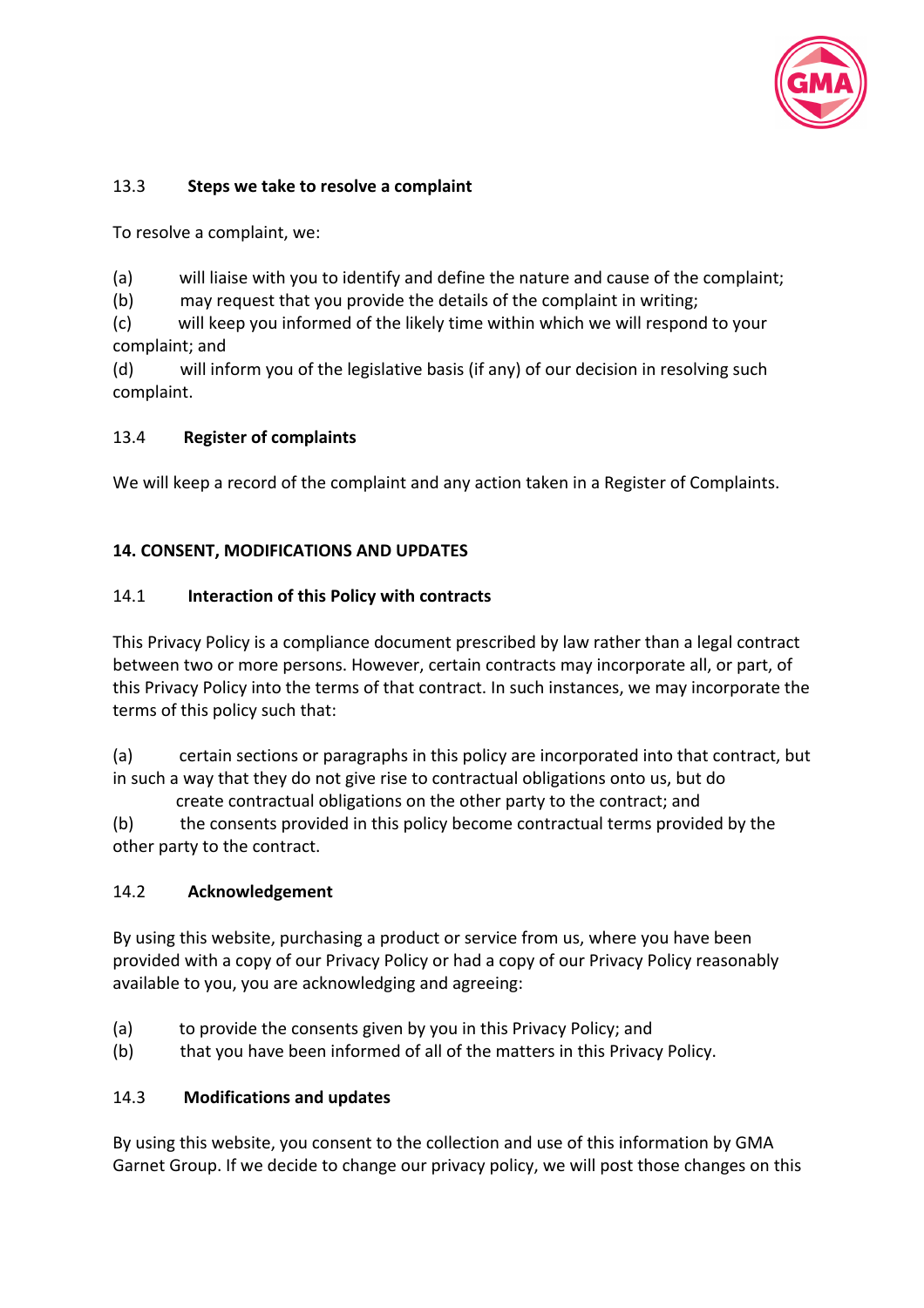13.3 **Steps we take to resolve a complaint**

To resolve a complaint, we:

(a) will liaise with you to identify and define the nature and cause of the complaint;
(b) may request that you provide the details of the complaint in writing;
(c) will keep you informed of the likely time within which we will respond to your complaint; and
(d) will inform you of the legislative basis (if any) of our decision in resolving such complaint.

13.4 **Register of complaints**

We will keep a record of the complaint and any action taken in a Register of Complaints.

**14. CONSENT, MODIFICATIONS AND UPDATES**

14.1 **Interaction of this Policy with contracts**

This Privacy Policy is a compliance document prescribed by law rather than a legal contract between two or more persons. However, certain contracts may incorporate all, or part, of this Privacy Policy into the terms of that contract. In such instances, we may incorporate the terms of this policy such that:

(a) certain sections or paragraphs in this policy are incorporated into that contract, but in such a way that they do not give rise to contractual obligations onto us, but do create contractual obligations on the other party to the contract; and
(b) the consents provided in this policy become contractual terms provided by the other party to the contract.

14.2 **Acknowledgement**

By using this website, purchasing a product or service from us, where you have been provided with a copy of our Privacy Policy or had a copy of our Privacy Policy reasonably available to you, you are acknowledging and agreeing:

(a) to provide the consents given by you in this Privacy Policy; and
(b) that you have been informed of all of the matters in this Privacy Policy.

14.3 **Modifications and updates**

By using this website, you consent to the collection and use of this information by GMA Garnet Group. If we decide to change our privacy policy, we will post those changes on this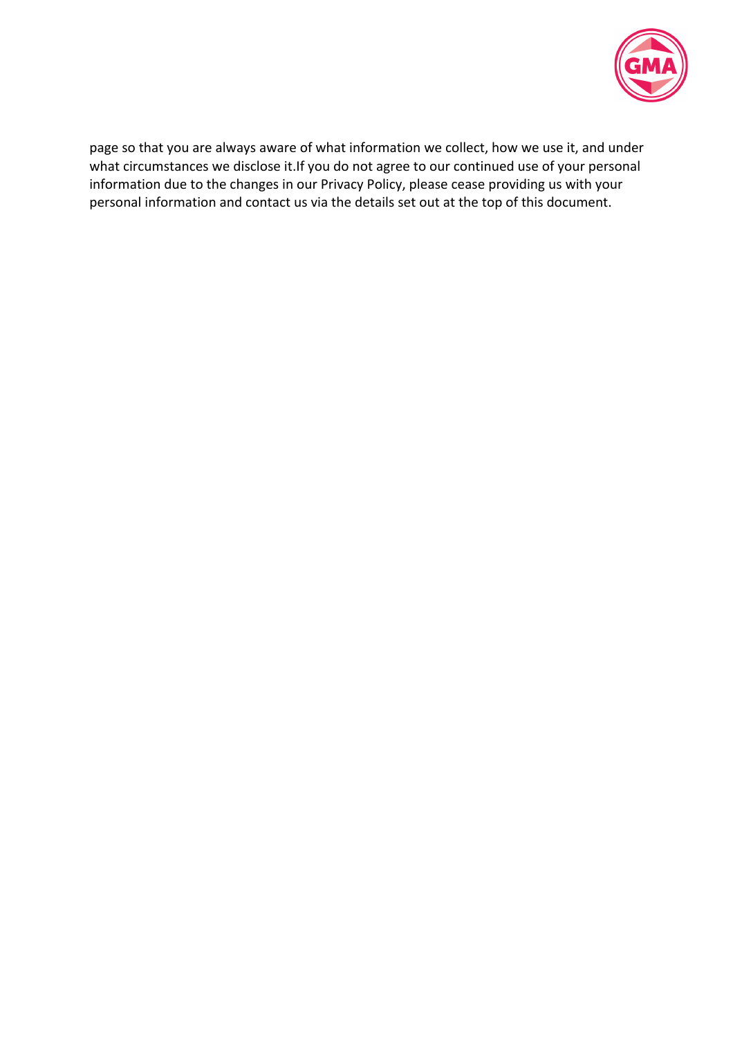page so that you are always aware of what information we collect, how we use it, and under what circumstances we disclose it.If you do not agree to our continued use of your personal information due to the changes in our Privacy Policy, please cease providing us with your personal information and contact us via the details set out at the top of this document.